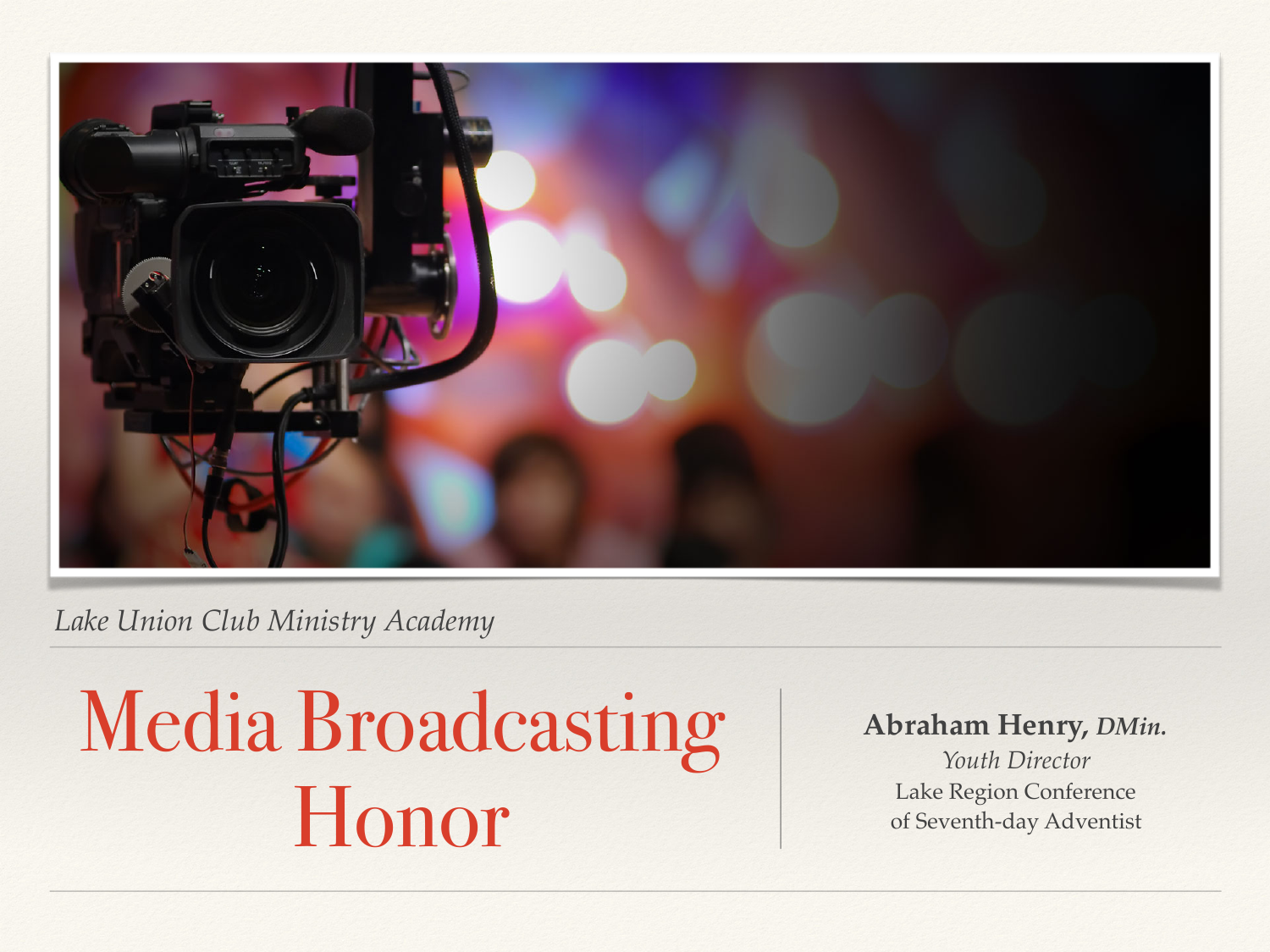*Lake Union Club Ministry Academy*

# Media Broadcasting Honor

**Abraham Henry, *DMin.***
*Youth Director*
Lake Region Conference
of Seventh-day Adventist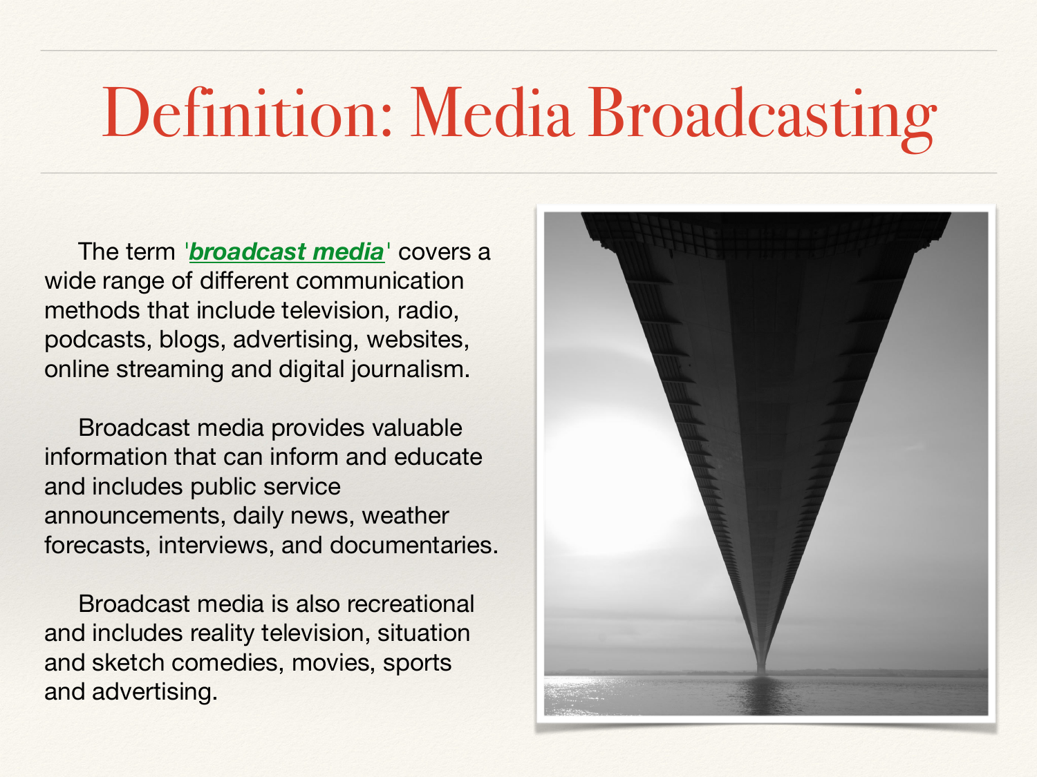# Definition: Media Broadcasting

The term '***broadcast media***' covers a wide range of different communication methods that include television, radio, podcasts, blogs, advertising, websites, online streaming and digital journalism.

Broadcast media provides valuable information that can inform and educate and includes public service announcements, daily news, weather forecasts, interviews, and documentaries.

Broadcast media is also recreational and includes reality television, situation and sketch comedies, movies, sports and advertising.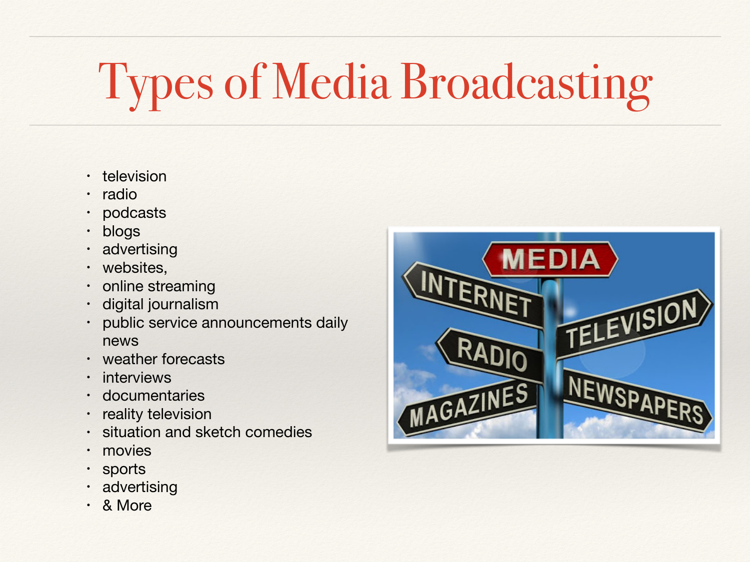# Types of Media Broadcasting

- television
- radio
- podcasts
- blogs
- advertising
- websites,
- online streaming
- digital journalism
- public service announcements daily news
- weather forecasts
- interviews
- documentaries
- reality television
- situation and sketch comedies
- movies
- sports
- advertising
- & More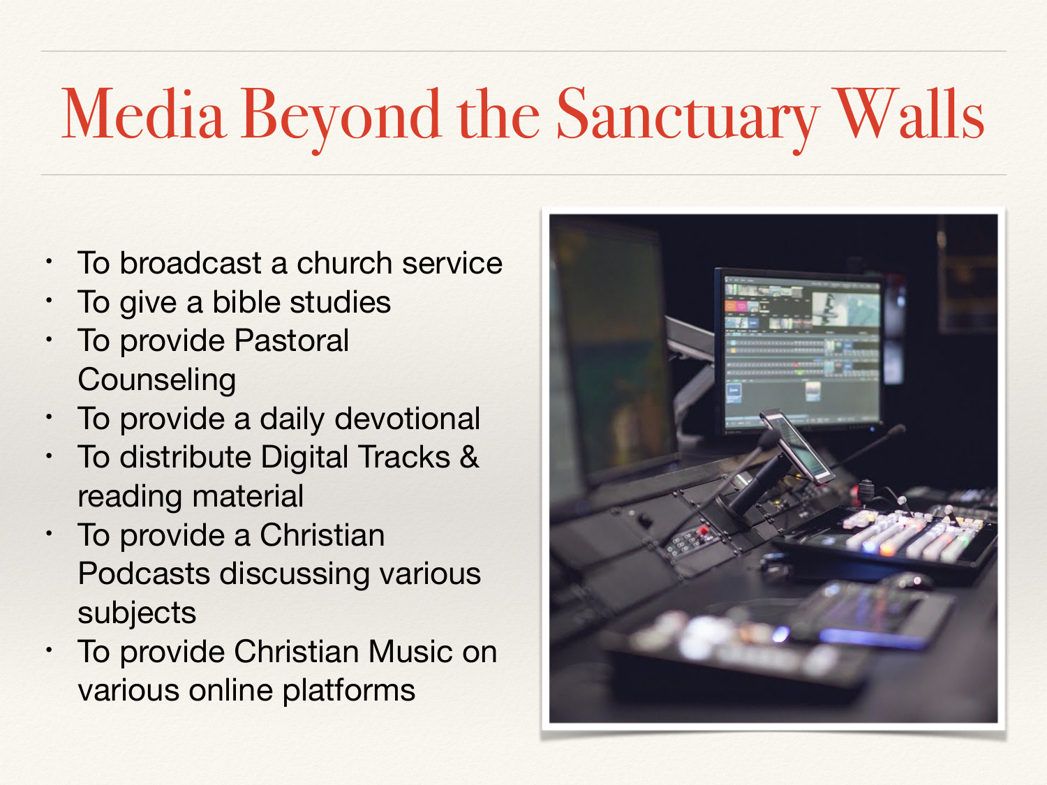# Media Beyond the Sanctuary Walls

- To broadcast a church service
- To give a bible studies
- To provide Pastoral Counseling
- To provide a daily devotional
- To distribute Digital Tracks & reading material
- To provide a Christian Podcasts discussing various subjects
- To provide Christian Music on various online platforms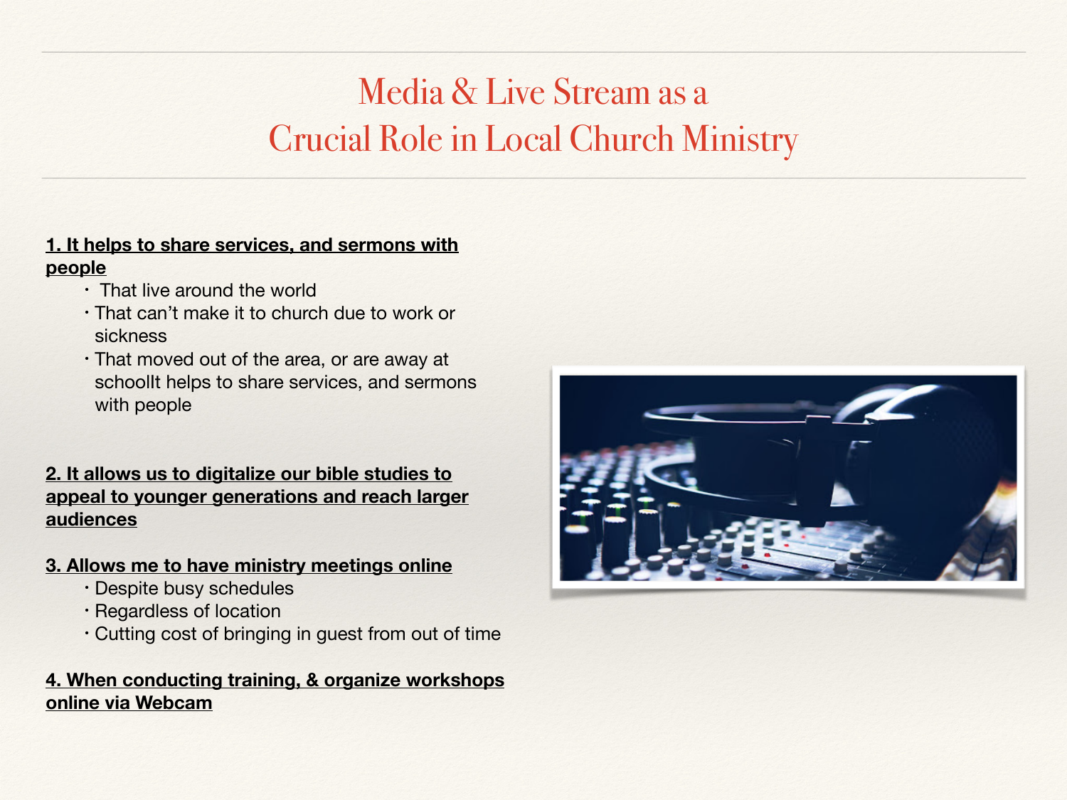# Media & Live Stream as a Crucial Role in Local Church Ministry

**1. It helps to share services, and sermons with people**

- That live around the world
- That can't make it to church due to work or sickness
- That moved out of the area, or are away at schoolIt helps to share services, and sermons with people

**2. It allows us to digitalize our bible studies to appeal to younger generations and reach larger audiences**

**3. Allows me to have ministry meetings online**

- Despite busy schedules
- Regardless of location
- Cutting cost of bringing in guest from out of time

**4. When conducting training, & organize workshops online via Webcam**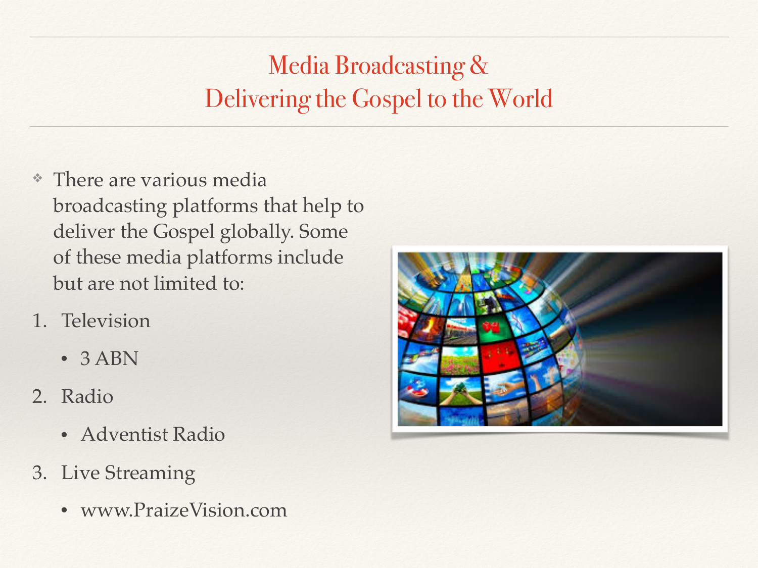# Media Broadcasting & Delivering the Gospel to the World

- There are various media broadcasting platforms that help to deliver the Gospel globally. Some of these media platforms include but are not limited to:

1. Television
    - 3 ABN
2. Radio
    - Adventist Radio
3. Live Streaming
    - www.PraizeVision.com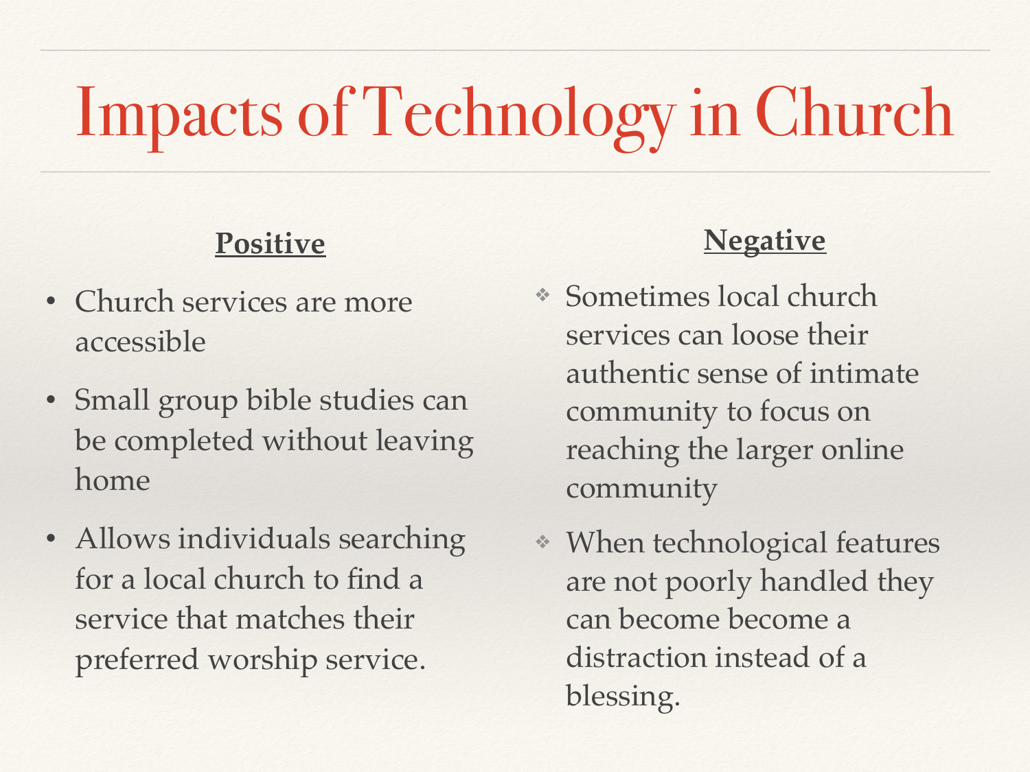# Impacts of Technology in Church

**Positive**

- Church services are more accessible
- Small group bible studies can be completed without leaving home
- Allows individuals searching for a local church to find a service that matches their preferred worship service.

**Negative**

- Sometimes local church services can loose their authentic sense of intimate community to focus on reaching the larger online community
- When technological features are not poorly handled they can become become a distraction instead of a blessing.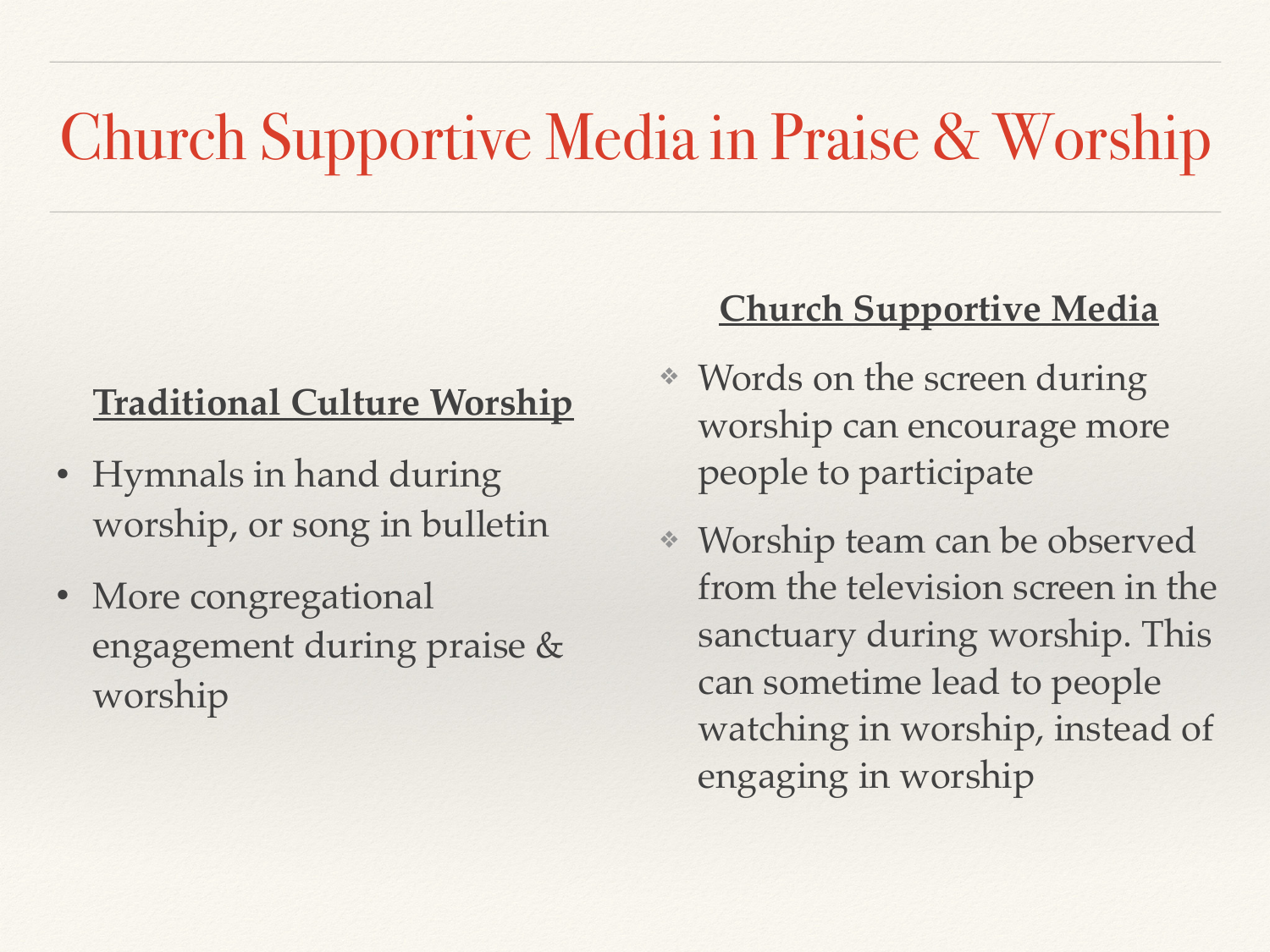# Church Supportive Media in Praise & Worship

**Traditional Culture Worship**

- Hymnals in hand during worship, or song in bulletin
- More congregational engagement during praise & worship

**Church Supportive Media**

- Words on the screen during worship can encourage more people to participate
- Worship team can be observed from the television screen in the sanctuary during worship. This can sometime lead to people watching in worship, instead of engaging in worship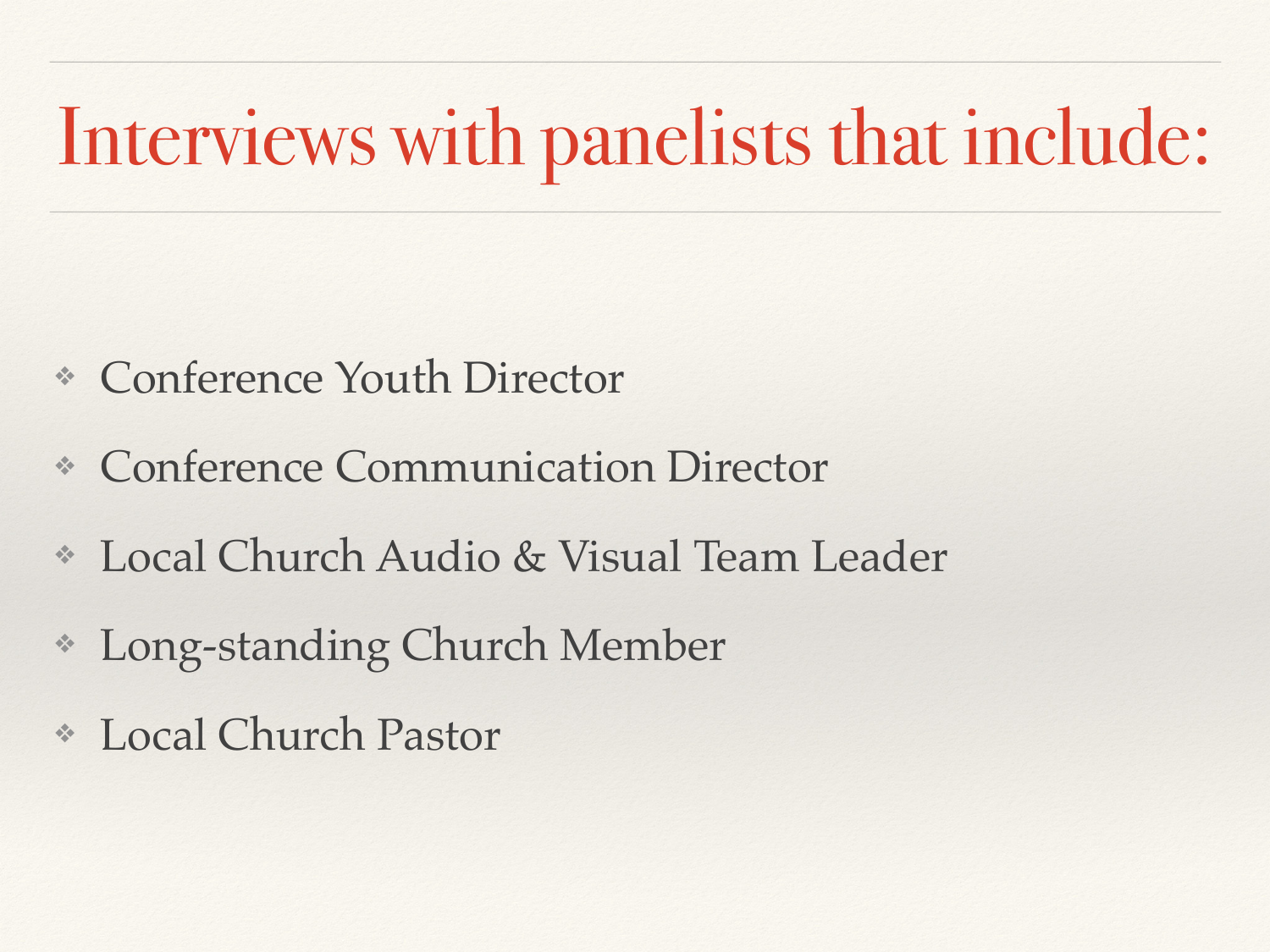# Interviews with panelists that include:

- Conference Youth Director
- Conference Communication Director
- Local Church Audio & Visual Team Leader
- Long-standing Church Member
- Local Church Pastor